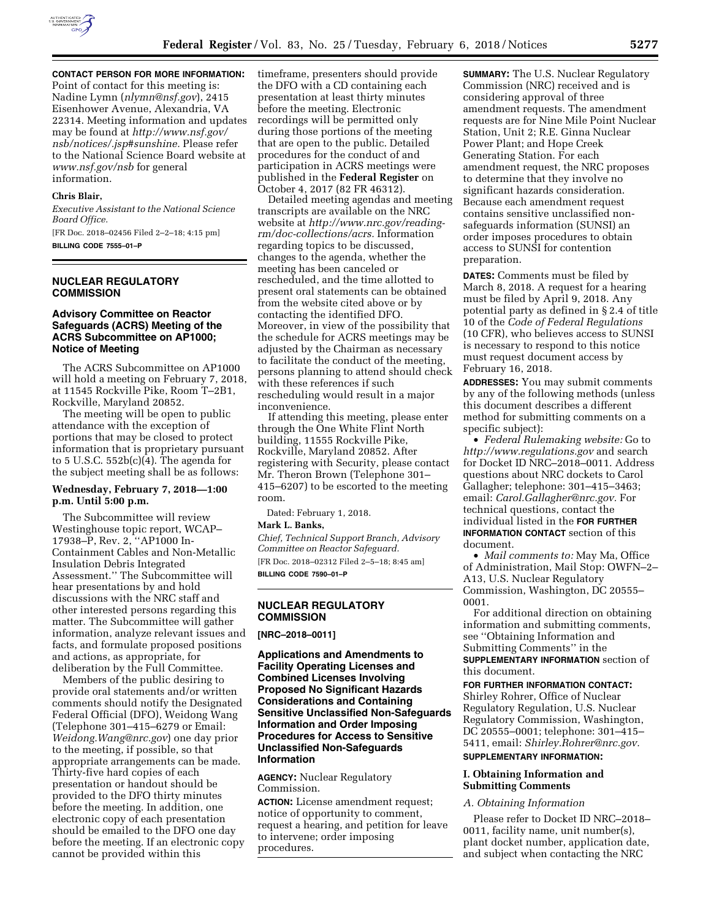**CONTACT PERSON FOR MORE INFORMATION:** Point of contact for this meeting is: Nadine Lymn (*nlymn@nsf.gov*), 2415 Eisenhower Avenue, Alexandria, VA 22314. Meeting information and updates may be found at *http://www.nsf.gov/nsb/notices/.jsp#sunshine.* Please refer to the National Science Board website at *www.nsf.gov/nsb* for general information.

**Chris Blair,**

*Executive Assistant to the National Science Board Office.*

[FR Doc. 2018–02456 Filed 2–2–18; 4:15 pm]

**BILLING CODE 7555–01–P**

## NUCLEAR REGULATORY COMMISSION

### Advisory Committee on Reactor Safeguards (ACRS) Meeting of the ACRS Subcommittee on AP1000; Notice of Meeting

The ACRS Subcommittee on AP1000 will hold a meeting on February 7, 2018, at 11545 Rockville Pike, Room T–2B1, Rockville, Maryland 20852.

The meeting will be open to public attendance with the exception of portions that may be closed to protect information that is proprietary pursuant to 5 U.S.C. 552b(c)(4). The agenda for the subject meeting shall be as follows:

**Wednesday, February 7, 2018—1:00 p.m. Until 5:00 p.m.**

The Subcommittee will review Westinghouse topic report, WCAP–17938–P, Rev. 2, ''AP1000 In-Containment Cables and Non-Metallic Insulation Debris Integrated Assessment.'' The Subcommittee will hear presentations by and hold discussions with the NRC staff and other interested persons regarding this matter. The Subcommittee will gather information, analyze relevant issues and facts, and formulate proposed positions and actions, as appropriate, for deliberation by the Full Committee.

Members of the public desiring to provide oral statements and/or written comments should notify the Designated Federal Official (DFO), Weidong Wang (Telephone 301–415–6279 or Email: *Weidong.Wang@nrc.gov*) one day prior to the meeting, if possible, so that appropriate arrangements can be made. Thirty-five hard copies of each presentation or handout should be provided to the DFO thirty minutes before the meeting. In addition, one electronic copy of each presentation should be emailed to the DFO one day before the meeting. If an electronic copy cannot be provided within this timeframe, presenters should provide the DFO with a CD containing each presentation at least thirty minutes before the meeting. Electronic recordings will be permitted only during those portions of the meeting that are open to the public. Detailed procedures for the conduct of and participation in ACRS meetings were published in the **Federal Register** on October 4, 2017 (82 FR 46312).

Detailed meeting agendas and meeting transcripts are available on the NRC website at *http://www.nrc.gov/reading-rm/doc-collections/acrs.* Information regarding topics to be discussed, changes to the agenda, whether the meeting has been canceled or rescheduled, and the time allotted to present oral statements can be obtained from the website cited above or by contacting the identified DFO. Moreover, in view of the possibility that the schedule for ACRS meetings may be adjusted by the Chairman as necessary to facilitate the conduct of the meeting, persons planning to attend should check with these references if such rescheduling would result in a major inconvenience.

If attending this meeting, please enter through the One White Flint North building, 11555 Rockville Pike, Rockville, Maryland 20852. After registering with Security, please contact Mr. Theron Brown (Telephone 301–415–6207) to be escorted to the meeting room.

Dated: February 1, 2018.

**Mark L. Banks,**

*Chief, Technical Support Branch, Advisory Committee on Reactor Safeguard.*

[FR Doc. 2018–02312 Filed 2–5–18; 8:45 am]

**BILLING CODE 7590–01–P**

## NUCLEAR REGULATORY COMMISSION

**[NRC–2018–0011]**

### Applications and Amendments to Facility Operating Licenses and Combined Licenses Involving Proposed No Significant Hazards Considerations and Containing Sensitive Unclassified Non-Safeguards Information and Order Imposing Procedures for Access to Sensitive Unclassified Non-Safeguards Information

**AGENCY:** Nuclear Regulatory Commission.

**ACTION:** License amendment request; notice of opportunity to comment, request a hearing, and petition for leave to intervene; order imposing procedures.

**SUMMARY:** The U.S. Nuclear Regulatory Commission (NRC) received and is considering approval of three amendment requests. The amendment requests are for Nine Mile Point Nuclear Station, Unit 2; R.E. Ginna Nuclear Power Plant; and Hope Creek Generating Station. For each amendment request, the NRC proposes to determine that they involve no significant hazards consideration. Because each amendment request contains sensitive unclassified non-safeguards information (SUNSI) an order imposes procedures to obtain access to SUNSI for contention preparation.

**DATES:** Comments must be filed by March 8, 2018. A request for a hearing must be filed by April 9, 2018. Any potential party as defined in § 2.4 of title 10 of the *Code of Federal Regulations* (10 CFR), who believes access to SUNSI is necessary to respond to this notice must request document access by February 16, 2018.

**ADDRESSES:** You may submit comments by any of the following methods (unless this document describes a different method for submitting comments on a specific subject):

- *Federal Rulemaking website:* Go to *http://www.regulations.gov* and search for Docket ID NRC–2018–0011. Address questions about NRC dockets to Carol Gallagher; telephone: 301–415–3463; email: *Carol.Gallagher@nrc.gov.* For technical questions, contact the individual listed in the **FOR FURTHER INFORMATION CONTACT** section of this document.
- *Mail comments to:* May Ma, Office of Administration, Mail Stop: OWFN–2–A13, U.S. Nuclear Regulatory Commission, Washington, DC 20555–0001.

For additional direction on obtaining information and submitting comments, see ''Obtaining Information and Submitting Comments'' in the **SUPPLEMENTARY INFORMATION** section of this document.

**FOR FURTHER INFORMATION CONTACT:** Shirley Rohrer, Office of Nuclear Regulatory Regulation, U.S. Nuclear Regulatory Commission, Washington, DC 20555–0001; telephone: 301–415–5411, email: *Shirley.Rohrer@nrc.gov.*

**SUPPLEMENTARY INFORMATION:**

### I. Obtaining Information and Submitting Comments

*A. Obtaining Information*

Please refer to Docket ID NRC–2018–0011, facility name, unit number(s), plant docket number, application date, and subject when contacting the NRC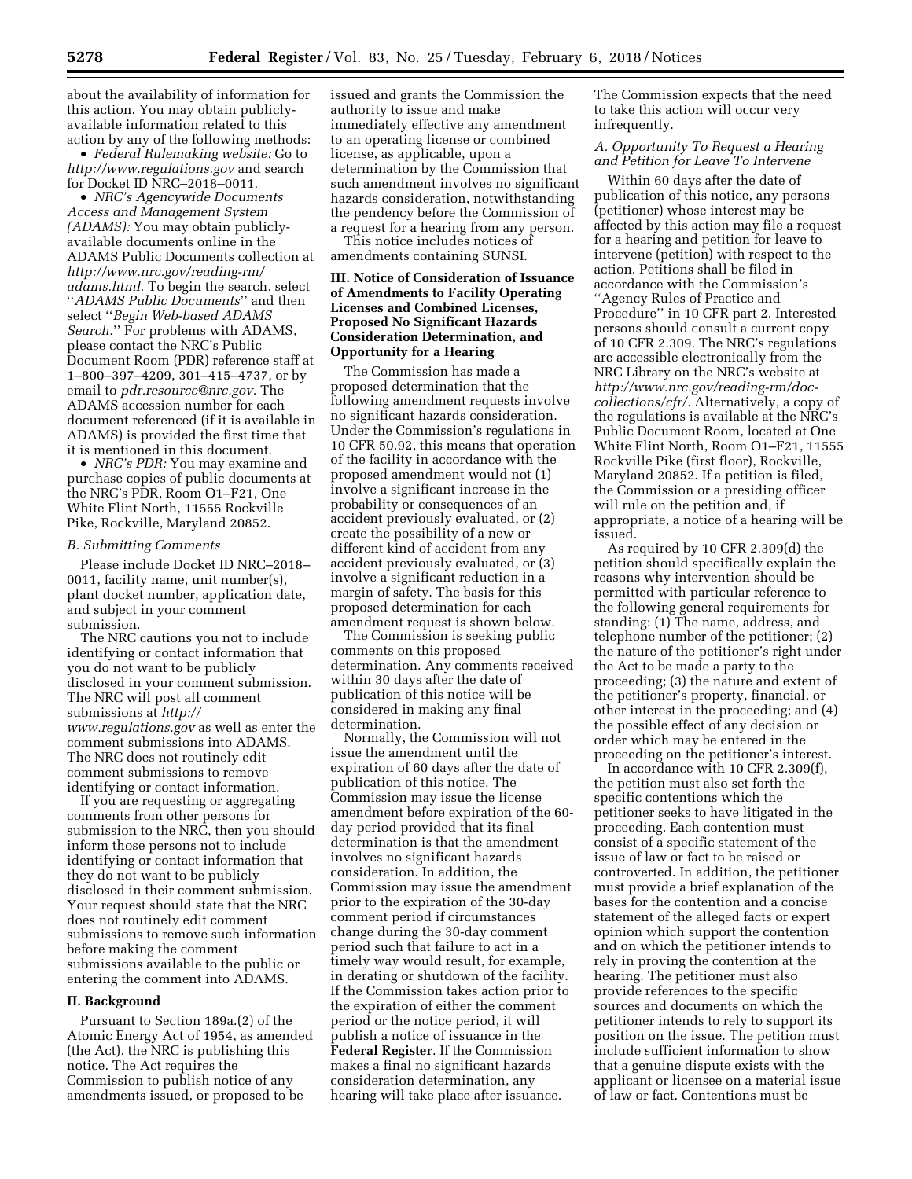about the availability of information for this action. You may obtain publicly-available information related to this action by any of the following methods:

- *Federal Rulemaking website:* Go to *http://www.regulations.gov* and search for Docket ID NRC–2018–0011.
- *NRC's Agencywide Documents Access and Management System (ADAMS):* You may obtain publicly-available documents online in the ADAMS Public Documents collection at *http://www.nrc.gov/reading-rm/adams.html.* To begin the search, select ''*ADAMS Public Documents*'' and then select ''*Begin Web-based ADAMS Search.*'' For problems with ADAMS, please contact the NRC's Public Document Room (PDR) reference staff at 1–800–397–4209, 301–415–4737, or by email to *pdr.resource@nrc.gov.* The ADAMS accession number for each document referenced (if it is available in ADAMS) is provided the first time that it is mentioned in this document.
- *NRC's PDR:* You may examine and purchase copies of public documents at the NRC's PDR, Room O1–F21, One White Flint North, 11555 Rockville Pike, Rockville, Maryland 20852.

### *B. Submitting Comments*

Please include Docket ID NRC–2018–0011, facility name, unit number(s), plant docket number, application date, and subject in your comment submission.

The NRC cautions you not to include identifying or contact information that you do not want to be publicly disclosed in your comment submission. The NRC will post all comment submissions at *http://www.regulations.gov* as well as enter the comment submissions into ADAMS. The NRC does not routinely edit comment submissions to remove identifying or contact information.

If you are requesting or aggregating comments from other persons for submission to the NRC, then you should inform those persons not to include identifying or contact information that they do not want to be publicly disclosed in their comment submission. Your request should state that the NRC does not routinely edit comment submissions to remove such information before making the comment submissions available to the public or entering the comment into ADAMS.

## II. Background

Pursuant to Section 189a.(2) of the Atomic Energy Act of 1954, as amended (the Act), the NRC is publishing this notice. The Act requires the Commission to publish notice of any amendments issued, or proposed to be issued and grants the Commission the authority to issue and make immediately effective any amendment to an operating license or combined license, as applicable, upon a determination by the Commission that such amendment involves no significant hazards consideration, notwithstanding the pendency before the Commission of a request for a hearing from any person.

This notice includes notices of amendments containing SUNSI.

## III. Notice of Consideration of Issuance of Amendments to Facility Operating Licenses and Combined Licenses, Proposed No Significant Hazards Consideration Determination, and Opportunity for a Hearing

The Commission has made a proposed determination that the following amendment requests involve no significant hazards consideration. Under the Commission's regulations in 10 CFR 50.92, this means that operation of the facility in accordance with the proposed amendment would not (1) involve a significant increase in the probability or consequences of an accident previously evaluated, or (2) create the possibility of a new or different kind of accident from any accident previously evaluated, or (3) involve a significant reduction in a margin of safety. The basis for this proposed determination for each amendment request is shown below.

The Commission is seeking public comments on this proposed determination. Any comments received within 30 days after the date of publication of this notice will be considered in making any final determination.

Normally, the Commission will not issue the amendment until the expiration of 60 days after the date of publication of this notice. The Commission may issue the license amendment before expiration of the 60-day period provided that its final determination is that the amendment involves no significant hazards consideration. In addition, the Commission may issue the amendment prior to the expiration of the 30-day comment period if circumstances change during the 30-day comment period such that failure to act in a timely way would result, for example, in derating or shutdown of the facility. If the Commission takes action prior to the expiration of either the comment period or the notice period, it will publish a notice of issuance in the **Federal Register**. If the Commission makes a final no significant hazards consideration determination, any hearing will take place after issuance. The Commission expects that the need to take this action will occur very infrequently.

### *A. Opportunity To Request a Hearing and Petition for Leave To Intervene*

Within 60 days after the date of publication of this notice, any persons (petitioner) whose interest may be affected by this action may file a request for a hearing and petition for leave to intervene (petition) with respect to the action. Petitions shall be filed in accordance with the Commission's ''Agency Rules of Practice and Procedure'' in 10 CFR part 2. Interested persons should consult a current copy of 10 CFR 2.309. The NRC's regulations are accessible electronically from the NRC Library on the NRC's website at *http://www.nrc.gov/reading-rm/doc-collections/cfr/.* Alternatively, a copy of the regulations is available at the NRC's Public Document Room, located at One White Flint North, Room O1–F21, 11555 Rockville Pike (first floor), Rockville, Maryland 20852. If a petition is filed, the Commission or a presiding officer will rule on the petition and, if appropriate, a notice of a hearing will be issued.

As required by 10 CFR 2.309(d) the petition should specifically explain the reasons why intervention should be permitted with particular reference to the following general requirements for standing: (1) The name, address, and telephone number of the petitioner; (2) the nature of the petitioner's right under the Act to be made a party to the proceeding; (3) the nature and extent of the petitioner's property, financial, or other interest in the proceeding; and (4) the possible effect of any decision or order which may be entered in the proceeding on the petitioner's interest.

In accordance with 10 CFR 2.309(f), the petition must also set forth the specific contentions which the petitioner seeks to have litigated in the proceeding. Each contention must consist of a specific statement of the issue of law or fact to be raised or controverted. In addition, the petitioner must provide a brief explanation of the bases for the contention and a concise statement of the alleged facts or expert opinion which support the contention and on which the petitioner intends to rely in proving the contention at the hearing. The petitioner must also provide references to the specific sources and documents on which the petitioner intends to rely to support its position on the issue. The petition must include sufficient information to show that a genuine dispute exists with the applicant or licensee on a material issue of law or fact. Contentions must be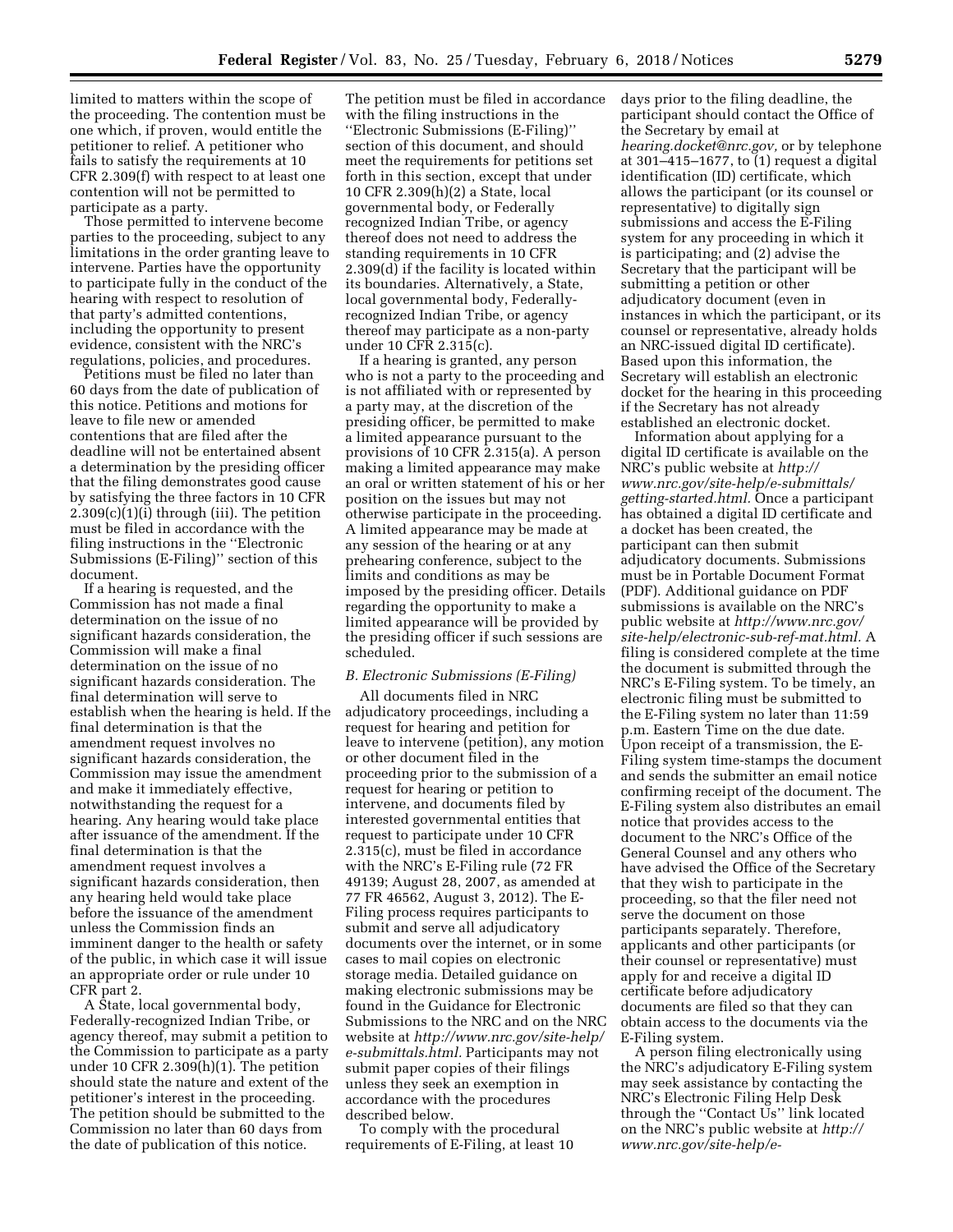limited to matters within the scope of the proceeding. The contention must be one which, if proven, would entitle the petitioner to relief. A petitioner who fails to satisfy the requirements at 10 CFR 2.309(f) with respect to at least one contention will not be permitted to participate as a party.

Those permitted to intervene become parties to the proceeding, subject to any limitations in the order granting leave to intervene. Parties have the opportunity to participate fully in the conduct of the hearing with respect to resolution of that party's admitted contentions, including the opportunity to present evidence, consistent with the NRC's regulations, policies, and procedures.

Petitions must be filed no later than 60 days from the date of publication of this notice. Petitions and motions for leave to file new or amended contentions that are filed after the deadline will not be entertained absent a determination by the presiding officer that the filing demonstrates good cause by satisfying the three factors in 10 CFR 2.309(c)(1)(i) through (iii). The petition must be filed in accordance with the filing instructions in the ''Electronic Submissions (E-Filing)'' section of this document.

If a hearing is requested, and the Commission has not made a final determination on the issue of no significant hazards consideration, the Commission will make a final determination on the issue of no significant hazards consideration. The final determination will serve to establish when the hearing is held. If the final determination is that the amendment request involves no significant hazards consideration, the Commission may issue the amendment and make it immediately effective, notwithstanding the request for a hearing. Any hearing would take place after issuance of the amendment. If the final determination is that the amendment request involves a significant hazards consideration, then any hearing held would take place before the issuance of the amendment unless the Commission finds an imminent danger to the health or safety of the public, in which case it will issue an appropriate order or rule under 10 CFR part 2.

A State, local governmental body, Federally-recognized Indian Tribe, or agency thereof, may submit a petition to the Commission to participate as a party under 10 CFR 2.309(h)(1). The petition should state the nature and extent of the petitioner's interest in the proceeding. The petition should be submitted to the Commission no later than 60 days from the date of publication of this notice. The petition must be filed in accordance with the filing instructions in the ''Electronic Submissions (E-Filing)'' section of this document, and should meet the requirements for petitions set forth in this section, except that under 10 CFR 2.309(h)(2) a State, local governmental body, or Federally recognized Indian Tribe, or agency thereof does not need to address the standing requirements in 10 CFR 2.309(d) if the facility is located within its boundaries. Alternatively, a State, local governmental body, Federally-recognized Indian Tribe, or agency thereof may participate as a non-party under 10 CFR 2.315(c).

If a hearing is granted, any person who is not a party to the proceeding and is not affiliated with or represented by a party may, at the discretion of the presiding officer, be permitted to make a limited appearance pursuant to the provisions of 10 CFR 2.315(a). A person making a limited appearance may make an oral or written statement of his or her position on the issues but may not otherwise participate in the proceeding. A limited appearance may be made at any session of the hearing or at any prehearing conference, subject to the limits and conditions as may be imposed by the presiding officer. Details regarding the opportunity to make a limited appearance will be provided by the presiding officer if such sessions are scheduled.

*B. Electronic Submissions (E-Filing)*

All documents filed in NRC adjudicatory proceedings, including a request for hearing and petition for leave to intervene (petition), any motion or other document filed in the proceeding prior to the submission of a request for hearing or petition to intervene, and documents filed by interested governmental entities that request to participate under 10 CFR 2.315(c), must be filed in accordance with the NRC's E-Filing rule (72 FR 49139; August 28, 2007, as amended at 77 FR 46562, August 3, 2012). The E-Filing process requires participants to submit and serve all adjudicatory documents over the internet, or in some cases to mail copies on electronic storage media. Detailed guidance on making electronic submissions may be found in the Guidance for Electronic Submissions to the NRC and on the NRC website at *http://www.nrc.gov/site-help/e-submittals.html.* Participants may not submit paper copies of their filings unless they seek an exemption in accordance with the procedures described below.

To comply with the procedural requirements of E-Filing, at least 10 days prior to the filing deadline, the participant should contact the Office of the Secretary by email at *hearing.docket@nrc.gov,* or by telephone at 301–415–1677, to (1) request a digital identification (ID) certificate, which allows the participant (or its counsel or representative) to digitally sign submissions and access the E-Filing system for any proceeding in which it is participating; and (2) advise the Secretary that the participant will be submitting a petition or other adjudicatory document (even in instances in which the participant, or its counsel or representative, already holds an NRC-issued digital ID certificate). Based upon this information, the Secretary will establish an electronic docket for the hearing in this proceeding if the Secretary has not already established an electronic docket.

Information about applying for a digital ID certificate is available on the NRC's public website at *http://www.nrc.gov/site-help/e-submittals/getting-started.html.* Once a participant has obtained a digital ID certificate and a docket has been created, the participant can then submit adjudicatory documents. Submissions must be in Portable Document Format (PDF). Additional guidance on PDF submissions is available on the NRC's public website at *http://www.nrc.gov/site-help/electronic-sub-ref-mat.html.* A filing is considered complete at the time the document is submitted through the NRC's E-Filing system. To be timely, an electronic filing must be submitted to the E-Filing system no later than 11:59 p.m. Eastern Time on the due date. Upon receipt of a transmission, the E-Filing system time-stamps the document and sends the submitter an email notice confirming receipt of the document. The E-Filing system also distributes an email notice that provides access to the document to the NRC's Office of the General Counsel and any others who have advised the Office of the Secretary that they wish to participate in the proceeding, so that the filer need not serve the document on those participants separately. Therefore, applicants and other participants (or their counsel or representative) must apply for and receive a digital ID certificate before adjudicatory documents are filed so that they can obtain access to the documents via the E-Filing system.

A person filing electronically using the NRC's adjudicatory E-Filing system may seek assistance by contacting the NRC's Electronic Filing Help Desk through the ''Contact Us'' link located on the NRC's public website at *http://www.nrc.gov/site-help/e-*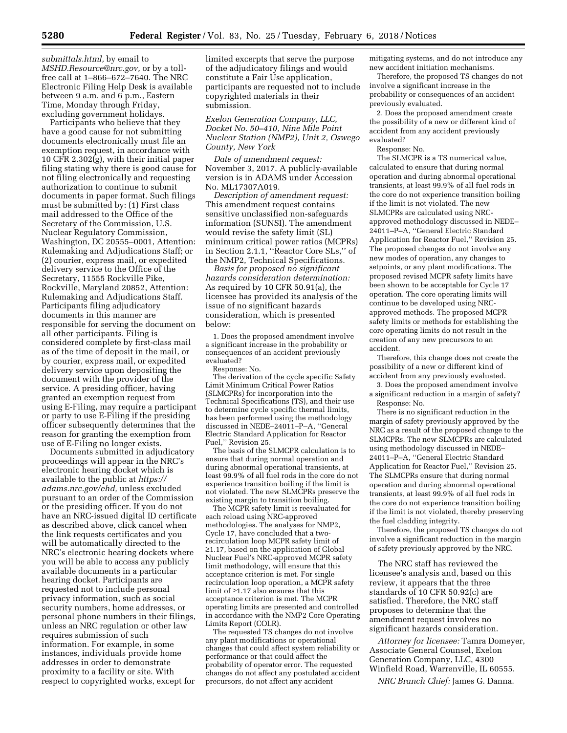*submittals.html,* by email to *MSHD.Resource@nrc.gov,* or by a toll-free call at 1–866–672–7640. The NRC Electronic Filing Help Desk is available between 9 a.m. and 6 p.m., Eastern Time, Monday through Friday, excluding government holidays.

Participants who believe that they have a good cause for not submitting documents electronically must file an exemption request, in accordance with 10 CFR 2.302(g), with their initial paper filing stating why there is good cause for not filing electronically and requesting authorization to continue to submit documents in paper format. Such filings must be submitted by: (1) First class mail addressed to the Office of the Secretary of the Commission, U.S. Nuclear Regulatory Commission, Washington, DC 20555–0001, Attention: Rulemaking and Adjudications Staff; or (2) courier, express mail, or expedited delivery service to the Office of the Secretary, 11555 Rockville Pike, Rockville, Maryland 20852, Attention: Rulemaking and Adjudications Staff. Participants filing adjudicatory documents in this manner are responsible for serving the document on all other participants. Filing is considered complete by first-class mail as of the time of deposit in the mail, or by courier, express mail, or expedited delivery service upon depositing the document with the provider of the service. A presiding officer, having granted an exemption request from using E-Filing, may require a participant or party to use E-Filing if the presiding officer subsequently determines that the reason for granting the exemption from use of E-Filing no longer exists.

Documents submitted in adjudicatory proceedings will appear in the NRC's electronic hearing docket which is available to the public at *https://adams.nrc.gov/ehd,* unless excluded pursuant to an order of the Commission or the presiding officer. If you do not have an NRC-issued digital ID certificate as described above, click cancel when the link requests certificates and you will be automatically directed to the NRC's electronic hearing dockets where you will be able to access any publicly available documents in a particular hearing docket. Participants are requested not to include personal privacy information, such as social security numbers, home addresses, or personal phone numbers in their filings, unless an NRC regulation or other law requires submission of such information. For example, in some instances, individuals provide home addresses in order to demonstrate proximity to a facility or site. With respect to copyrighted works, except for limited excerpts that serve the purpose of the adjudicatory filings and would constitute a Fair Use application, participants are requested not to include copyrighted materials in their submission.

*Exelon Generation Company, LLC, Docket No. 50–410, Nine Mile Point Nuclear Station (NMP2), Unit 2, Oswego County, New York*

*Date of amendment request:* November 3, 2017. A publicly-available version is in ADAMS under Accession No. ML17307A019.

*Description of amendment request:* This amendment request contains sensitive unclassified non-safeguards information (SUNSI). The amendment would revise the safety limit (SL) minimum critical power ratios (MCPRs) in Section 2.1.1, "Reactor Core SLs," of the NMP2, Technical Specifications.

*Basis for proposed no significant hazards consideration determination:* As required by 10 CFR 50.91(a), the licensee has provided its analysis of the issue of no significant hazards consideration, which is presented below:

1. Does the proposed amendment involve a significant increase in the probability or consequences of an accident previously evaluated?

Response: No.

The derivation of the cycle specific Safety Limit Minimum Critical Power Ratios (SLMCPRs) for incorporation into the Technical Specifications (TS), and their use to determine cycle specific thermal limits, has been performed using the methodology discussed in NEDE–24011–P–A, "General Electric Standard Application for Reactor Fuel," Revision 25.

The basis of the SLMCPR calculation is to ensure that during normal operation and during abnormal operational transients, at least 99.9% of all fuel rods in the core do not experience transition boiling if the limit is not violated. The new SLMCPRs preserve the existing margin to transition boiling.

The MCPR safety limit is reevaluated for each reload using NRC-approved methodologies. The analyses for NMP2, Cycle 17, have concluded that a two-recirculation loop MCPR safety limit of ≥1.17, based on the application of Global Nuclear Fuel's NRC-approved MCPR safety limit methodology, will ensure that this acceptance criterion is met. For single recirculation loop operation, a MCPR safety limit of ≥1.17 also ensures that this acceptance criterion is met. The MCPR operating limits are presented and controlled in accordance with the NMP2 Core Operating Limits Report (COLR).

The requested TS changes do not involve any plant modifications or operational changes that could affect system reliability or performance or that could affect the probability of operator error. The requested changes do not affect any postulated accident precursors, do not affect any accident mitigating systems, and do not introduce any new accident initiation mechanisms.

Therefore, the proposed TS changes do not involve a significant increase in the probability or consequences of an accident previously evaluated.

2. Does the proposed amendment create the possibility of a new or different kind of accident from any accident previously evaluated?

Response: No.

The SLMCPR is a TS numerical value, calculated to ensure that during normal operation and during abnormal operational transients, at least 99.9% of all fuel rods in the core do not experience transition boiling if the limit is not violated. The new SLMCPRs are calculated using NRC-approved methodology discussed in NEDE–24011–P–A, "General Electric Standard Application for Reactor Fuel," Revision 25. The proposed changes do not involve any new modes of operation, any changes to setpoints, or any plant modifications. The proposed revised MCPR safety limits have been shown to be acceptable for Cycle 17 operation. The core operating limits will continue to be developed using NRC-approved methods. The proposed MCPR safety limits or methods for establishing the core operating limits do not result in the creation of any new precursors to an accident.

Therefore, this change does not create the possibility of a new or different kind of accident from any previously evaluated.

3. Does the proposed amendment involve a significant reduction in a margin of safety?

Response: No.

There is no significant reduction in the margin of safety previously approved by the NRC as a result of the proposed change to the SLMCPRs. The new SLMCPRs are calculated using methodology discussed in NEDE–24011–P–A, "General Electric Standard Application for Reactor Fuel," Revision 25. The SLMCPRs ensure that during normal operation and during abnormal operational transients, at least 99.9% of all fuel rods in the core do not experience transition boiling if the limit is not violated, thereby preserving the fuel cladding integrity.

Therefore, the proposed TS changes do not involve a significant reduction in the margin of safety previously approved by the NRC.

The NRC staff has reviewed the licensee's analysis and, based on this review, it appears that the three standards of 10 CFR 50.92(c) are satisfied. Therefore, the NRC staff proposes to determine that the amendment request involves no significant hazards consideration.

*Attorney for licensee:* Tamra Domeyer, Associate General Counsel, Exelon Generation Company, LLC, 4300 Winfield Road, Warrenville, IL 60555.

*NRC Branch Chief:* James G. Danna.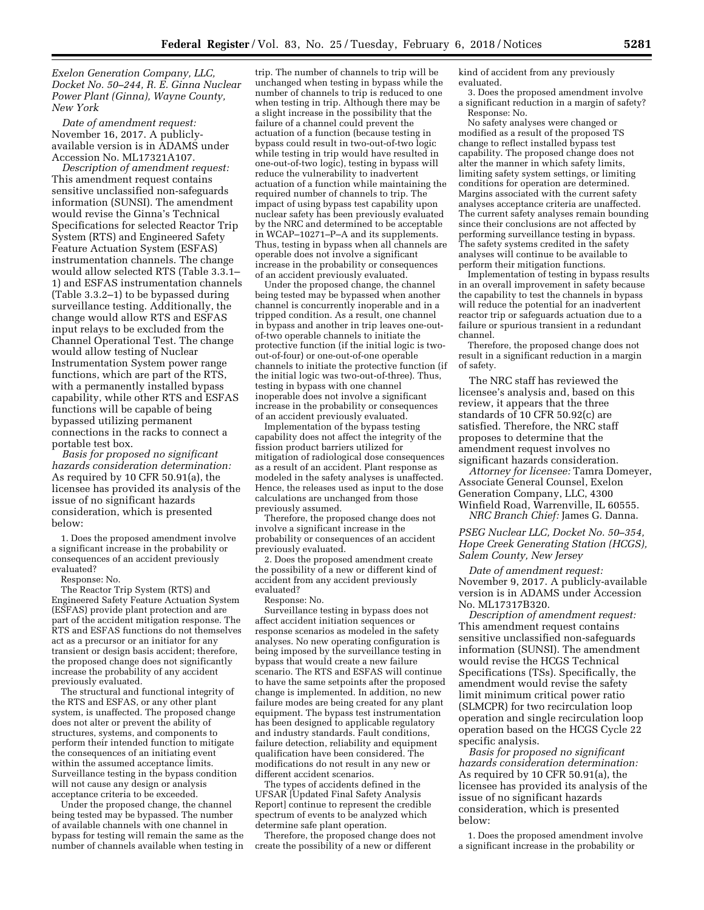*Exelon Generation Company, LLC, Docket No. 50–244, R. E. Ginna Nuclear Power Plant (Ginna), Wayne County, New York*

*Date of amendment request:* November 16, 2017. A publicly-available version is in ADAMS under Accession No. ML17321A107.

*Description of amendment request:* This amendment request contains sensitive unclassified non-safeguards information (SUNSI). The amendment would revise the Ginna's Technical Specifications for selected Reactor Trip System (RTS) and Engineered Safety Feature Actuation System (ESFAS) instrumentation channels. The change would allow selected RTS (Table 3.3.1–1) and ESFAS instrumentation channels (Table 3.3.2–1) to be bypassed during surveillance testing. Additionally, the change would allow RTS and ESFAS input relays to be excluded from the Channel Operational Test. The change would allow testing of Nuclear Instrumentation System power range functions, which are part of the RTS, with a permanently installed bypass capability, while other RTS and ESFAS functions will be capable of being bypassed utilizing permanent connections in the racks to connect a portable test box.

*Basis for proposed no significant hazards consideration determination:* As required by 10 CFR 50.91(a), the licensee has provided its analysis of the issue of no significant hazards consideration, which is presented below:

1. Does the proposed amendment involve a significant increase in the probability or consequences of an accident previously evaluated?

Response: No.

The Reactor Trip System (RTS) and Engineered Safety Feature Actuation System (ESFAS) provide plant protection and are part of the accident mitigation response. The RTS and ESFAS functions do not themselves act as a precursor or an initiator for any transient or design basis accident; therefore, the proposed change does not significantly increase the probability of any accident previously evaluated.

The structural and functional integrity of the RTS and ESFAS, or any other plant system, is unaffected. The proposed change does not alter or prevent the ability of structures, systems, and components to perform their intended function to mitigate the consequences of an initiating event within the assumed acceptance limits. Surveillance testing in the bypass condition will not cause any design or analysis acceptance criteria to be exceeded.

Under the proposed change, the channel being tested may be bypassed. The number of available channels with one channel in bypass for testing will remain the same as the number of channels available when testing in trip. The number of channels to trip will be unchanged when testing in bypass while the number of channels to trip is reduced to one when testing in trip. Although there may be a slight increase in the possibility that the failure of a channel could prevent the actuation of a function (because testing in bypass could result in two-out-of-two logic while testing in trip would have resulted in one-out-of-two logic), testing in bypass will reduce the vulnerability to inadvertent actuation of a function while maintaining the required number of channels to trip. The impact of using bypass test capability upon nuclear safety has been previously evaluated by the NRC and determined to be acceptable in WCAP–10271–P–A and its supplements. Thus, testing in bypass when all channels are operable does not involve a significant increase in the probability or consequences of an accident previously evaluated.

Under the proposed change, the channel being tested may be bypassed when another channel is concurrently inoperable and in a tripped condition. As a result, one channel in bypass and another in trip leaves one-out-of-two operable channels to initiate the protective function (if the initial logic is two-out-of-four) or one-out-of-one operable channels to initiate the protective function (if the initial logic was two-out-of-three). Thus, testing in bypass with one channel inoperable does not involve a significant increase in the probability or consequences of an accident previously evaluated.

Implementation of the bypass testing capability does not affect the integrity of the fission product barriers utilized for mitigation of radiological dose consequences as a result of an accident. Plant response as modeled in the safety analyses is unaffected. Hence, the releases used as input to the dose calculations are unchanged from those previously assumed.

Therefore, the proposed change does not involve a significant increase in the probability or consequences of an accident previously evaluated.

2. Does the proposed amendment create the possibility of a new or different kind of accident from any accident previously evaluated?

Response: No.

Surveillance testing in bypass does not affect accident initiation sequences or response scenarios as modeled in the safety analyses. No new operating configuration is being imposed by the surveillance testing in bypass that would create a new failure scenario. The RTS and ESFAS will continue to have the same setpoints after the proposed change is implemented. In addition, no new failure modes are being created for any plant equipment. The bypass test instrumentation has been designed to applicable regulatory and industry standards. Fault conditions, failure detection, reliability and equipment qualification have been considered. The modifications do not result in any new or different accident scenarios.

The types of accidents defined in the UFSAR [Updated Final Safety Analysis Report] continue to represent the credible spectrum of events to be analyzed which determine safe plant operation.

Therefore, the proposed change does not create the possibility of a new or different kind of accident from any previously evaluated.

3. Does the proposed amendment involve a significant reduction in a margin of safety?

Response: No.

No safety analyses were changed or modified as a result of the proposed TS change to reflect installed bypass test capability. The proposed change does not alter the manner in which safety limits, limiting safety system settings, or limiting conditions for operation are determined. Margins associated with the current safety analyses acceptance criteria are unaffected. The current safety analyses remain bounding since their conclusions are not affected by performing surveillance testing in bypass. The safety systems credited in the safety analyses will continue to be available to perform their mitigation functions.

Implementation of testing in bypass results in an overall improvement in safety because the capability to test the channels in bypass will reduce the potential for an inadvertent reactor trip or safeguards actuation due to a failure or spurious transient in a redundant channel.

Therefore, the proposed change does not result in a significant reduction in a margin of safety.

The NRC staff has reviewed the licensee's analysis and, based on this review, it appears that the three standards of 10 CFR 50.92(c) are satisfied. Therefore, the NRC staff proposes to determine that the amendment request involves no significant hazards consideration.

*Attorney for licensee:* Tamra Domeyer, Associate General Counsel, Exelon Generation Company, LLC, 4300 Winfield Road, Warrenville, IL 60555.

*NRC Branch Chief:* James G. Danna.

*PSEG Nuclear LLC, Docket No. 50–354, Hope Creek Generating Station (HCGS), Salem County, New Jersey*

*Date of amendment request:* November 9, 2017. A publicly-available version is in ADAMS under Accession No. ML17317B320.

*Description of amendment request:* This amendment request contains sensitive unclassified non-safeguards information (SUNSI). The amendment would revise the HCGS Technical Specifications (TSs). Specifically, the amendment would revise the safety limit minimum critical power ratio (SLMCPR) for two recirculation loop operation and single recirculation loop operation based on the HCGS Cycle 22 specific analysis.

*Basis for proposed no significant hazards consideration determination:* As required by 10 CFR 50.91(a), the licensee has provided its analysis of the issue of no significant hazards consideration, which is presented below:

1. Does the proposed amendment involve a significant increase in the probability or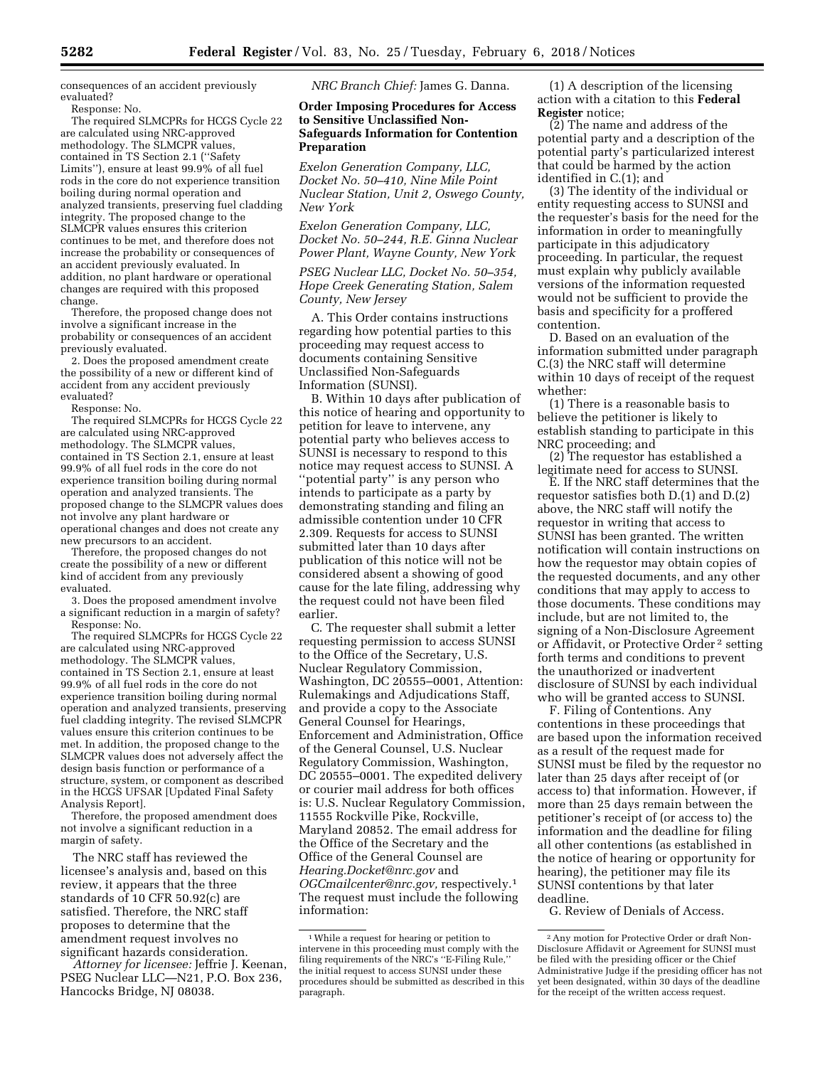consequences of an accident previously evaluated?

Response: No.

The required SLMCPRs for HCGS Cycle 22 are calculated using NRC-approved methodology. The SLMCPR values, contained in TS Section 2.1 (''Safety Limits''), ensure at least 99.9% of all fuel rods in the core do not experience transition boiling during normal operation and analyzed transients, preserving fuel cladding integrity. The proposed change to the SLMCPR values ensures this criterion continues to be met, and therefore does not increase the probability or consequences of an accident previously evaluated. In addition, no plant hardware or operational changes are required with this proposed change.

Therefore, the proposed change does not involve a significant increase in the probability or consequences of an accident previously evaluated.

2. Does the proposed amendment create the possibility of a new or different kind of accident from any accident previously evaluated?

Response: No.

The required SLMCPRs for HCGS Cycle 22 are calculated using NRC-approved methodology. The SLMCPR values, contained in TS Section 2.1, ensure at least 99.9% of all fuel rods in the core do not experience transition boiling during normal operation and analyzed transients. The proposed change to the SLMCPR values does not involve any plant hardware or operational changes and does not create any new precursors to an accident.

Therefore, the proposed changes do not create the possibility of a new or different kind of accident from any previously evaluated.

3. Does the proposed amendment involve a significant reduction in a margin of safety?

Response: No.

The required SLMCPRs for HCGS Cycle 22 are calculated using NRC-approved methodology. The SLMCPR values, contained in TS Section 2.1, ensure at least 99.9% of all fuel rods in the core do not experience transition boiling during normal operation and analyzed transients, preserving fuel cladding integrity. The revised SLMCPR values ensure this criterion continues to be met. In addition, the proposed change to the SLMCPR values does not adversely affect the design basis function or performance of a structure, system, or component as described in the HCGS UFSAR [Updated Final Safety Analysis Report].

Therefore, the proposed amendment does not involve a significant reduction in a margin of safety.

The NRC staff has reviewed the licensee's analysis and, based on this review, it appears that the three standards of 10 CFR 50.92(c) are satisfied. Therefore, the NRC staff proposes to determine that the amendment request involves no significant hazards consideration.

*Attorney for licensee:* Jeffrie J. Keenan, PSEG Nuclear LLC—N21, P.O. Box 236, Hancocks Bridge, NJ 08038.

*NRC Branch Chief:* James G. Danna.

## Order Imposing Procedures for Access to Sensitive Unclassified Non-Safeguards Information for Contention Preparation

*Exelon Generation Company, LLC, Docket No. 50–410, Nine Mile Point Nuclear Station, Unit 2, Oswego County, New York*

*Exelon Generation Company, LLC, Docket No. 50–244, R.E. Ginna Nuclear Power Plant, Wayne County, New York*

*PSEG Nuclear LLC, Docket No. 50–354, Hope Creek Generating Station, Salem County, New Jersey*

A. This Order contains instructions regarding how potential parties to this proceeding may request access to documents containing Sensitive Unclassified Non-Safeguards Information (SUNSI).

B. Within 10 days after publication of this notice of hearing and opportunity to petition for leave to intervene, any potential party who believes access to SUNSI is necessary to respond to this notice may request access to SUNSI. A ''potential party'' is any person who intends to participate as a party by demonstrating standing and filing an admissible contention under 10 CFR 2.309. Requests for access to SUNSI submitted later than 10 days after publication of this notice will not be considered absent a showing of good cause for the late filing, addressing why the request could not have been filed earlier.

C. The requester shall submit a letter requesting permission to access SUNSI to the Office of the Secretary, U.S. Nuclear Regulatory Commission, Washington, DC 20555–0001, Attention: Rulemakings and Adjudications Staff, and provide a copy to the Associate General Counsel for Hearings, Enforcement and Administration, Office of the General Counsel, U.S. Nuclear Regulatory Commission, Washington, DC 20555–0001. The expedited delivery or courier mail address for both offices is: U.S. Nuclear Regulatory Commission, 11555 Rockville Pike, Rockville, Maryland 20852. The email address for the Office of the Secretary and the Office of the General Counsel are *Hearing.Docket@nrc.gov* and *OGCmailcenter@nrc.gov,* respectively.[1] The request must include the following information:

(1) A description of the licensing action with a citation to this **Federal Register** notice;

(2) The name and address of the potential party and a description of the potential party's particularized interest that could be harmed by the action identified in C.(1); and

(3) The identity of the individual or entity requesting access to SUNSI and the requester's basis for the need for the information in order to meaningfully participate in this adjudicatory proceeding. In particular, the request must explain why publicly available versions of the information requested would not be sufficient to provide the basis and specificity for a proffered contention.

D. Based on an evaluation of the information submitted under paragraph C.(3) the NRC staff will determine within 10 days of receipt of the request whether:

(1) There is a reasonable basis to believe the petitioner is likely to establish standing to participate in this NRC proceeding; and

(2) The requestor has established a legitimate need for access to SUNSI.

E. If the NRC staff determines that the requestor satisfies both D.(1) and D.(2) above, the NRC staff will notify the requestor in writing that access to SUNSI has been granted. The written notification will contain instructions on how the requestor may obtain copies of the requested documents, and any other conditions that may apply to access to those documents. These conditions may include, but are not limited to, the signing of a Non-Disclosure Agreement or Affidavit, or Protective Order[2] setting forth terms and conditions to prevent the unauthorized or inadvertent disclosure of SUNSI by each individual who will be granted access to SUNSI.

F. Filing of Contentions. Any contentions in these proceedings that are based upon the information received as a result of the request made for SUNSI must be filed by the requestor no later than 25 days after receipt of (or access to) that information. However, if more than 25 days remain between the petitioner's receipt of (or access to) the information and the deadline for filing all other contentions (as established in the notice of hearing or opportunity for hearing), the petitioner may file its SUNSI contentions by that later deadline.

G. Review of Denials of Access.

---

[1] While a request for hearing or petition to intervene in this proceeding must comply with the filing requirements of the NRC's ''E-Filing Rule,'' the initial request to access SUNSI under these procedures should be submitted as described in this paragraph.

[2] Any motion for Protective Order or draft Non-Disclosure Affidavit or Agreement for SUNSI must be filed with the presiding officer or the Chief Administrative Judge if the presiding officer has not yet been designated, within 30 days of the deadline for the receipt of the written access request.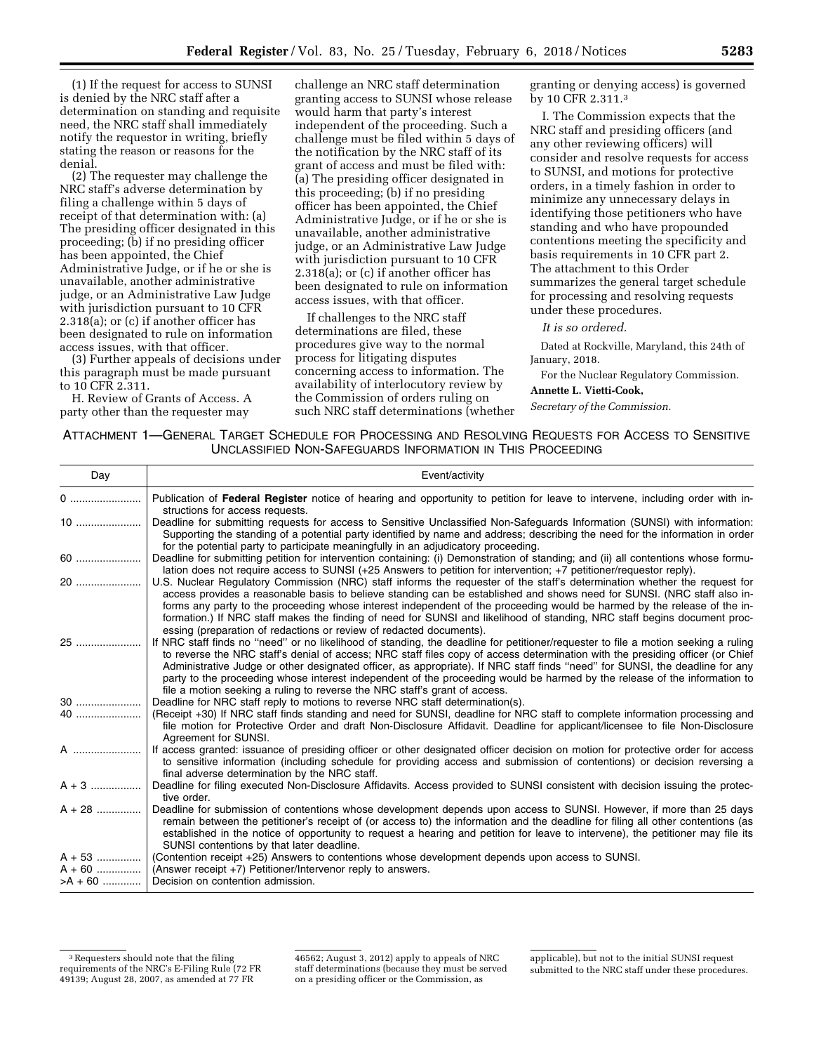(1) If the request for access to SUNSI is denied by the NRC staff after a determination on standing and requisite need, the NRC staff shall immediately notify the requestor in writing, briefly stating the reason or reasons for the denial.

(2) The requester may challenge the NRC staff's adverse determination by filing a challenge within 5 days of receipt of that determination with: (a) The presiding officer designated in this proceeding; (b) if no presiding officer has been appointed, the Chief Administrative Judge, or if he or she is unavailable, another administrative judge, or an Administrative Law Judge with jurisdiction pursuant to 10 CFR 2.318(a); or (c) if another officer has been designated to rule on information access issues, with that officer.

(3) Further appeals of decisions under this paragraph must be made pursuant to 10 CFR 2.311.

H. Review of Grants of Access. A party other than the requester may challenge an NRC staff determination granting access to SUNSI whose release would harm that party's interest independent of the proceeding. Such a challenge must be filed within 5 days of the notification by the NRC staff of its grant of access and must be filed with: (a) The presiding officer designated in this proceeding; (b) if no presiding officer has been appointed, the Chief Administrative Judge, or if he or she is unavailable, another administrative judge, or an Administrative Law Judge with jurisdiction pursuant to 10 CFR 2.318(a); or (c) if another officer has been designated to rule on information access issues, with that officer.

If challenges to the NRC staff determinations are filed, these procedures give way to the normal process for litigating disputes concerning access to information. The availability of interlocutory review by the Commission of orders ruling on such NRC staff determinations (whether granting or denying access) is governed by 10 CFR 2.311.[3]

I. The Commission expects that the NRC staff and presiding officers (and any other reviewing officers) will consider and resolve requests for access to SUNSI, and motions for protective orders, in a timely fashion in order to minimize any unnecessary delays in identifying those petitioners who have standing and who have propounded contentions meeting the specificity and basis requirements in 10 CFR part 2. The attachment to this Order summarizes the general target schedule for processing and resolving requests under these procedures.

*It is so ordered.*

Dated at Rockville, Maryland, this 24th of January, 2018.

For the Nuclear Regulatory Commission.

**Annette L. Vietti-Cook,**

*Secretary of the Commission.*

ATTACHMENT 1—GENERAL TARGET SCHEDULE FOR PROCESSING AND RESOLVING REQUESTS FOR ACCESS TO SENSITIVE UNCLASSIFIED NON-SAFEGUARDS INFORMATION IN THIS PROCEEDING

| Day | Event/activity |
|---|---|
| 0 | Publication of **Federal Register** notice of hearing and opportunity to petition for leave to intervene, including order with instructions for access requests. |
| 10 | Deadline for submitting requests for access to Sensitive Unclassified Non-Safeguards Information (SUNSI) with information: Supporting the standing of a potential party identified by name and address; describing the need for the information in order for the potential party to participate meaningfully in an adjudicatory proceeding. |
| 60 | Deadline for submitting petition for intervention containing: (i) Demonstration of standing; and (ii) all contentions whose formulation does not require access to SUNSI (+25 Answers to petition for intervention; +7 petitioner/requestor reply). |
| 20 | U.S. Nuclear Regulatory Commission (NRC) staff informs the requester of the staff's determination whether the request for access provides a reasonable basis to believe standing can be established and shows need for SUNSI. (NRC staff also informs any party to the proceeding whose interest independent of the proceeding would be harmed by the release of the information.) If NRC staff makes the finding of need for SUNSI and likelihood of standing, NRC staff begins document processing (preparation of redactions or review of redacted documents). |
| 25 | If NRC staff finds no "need" or no likelihood of standing, the deadline for petitioner/requester to file a motion seeking a ruling to reverse the NRC staff's denial of access; NRC staff files copy of access determination with the presiding officer (or Chief Administrative Judge or other designated officer, as appropriate). If NRC staff finds "need" for SUNSI, the deadline for any party to the proceeding whose interest independent of the proceeding would be harmed by the release of the information to file a motion seeking a ruling to reverse the NRC staff's grant of access. |
| 30 | Deadline for NRC staff reply to motions to reverse NRC staff determination(s). |
| 40 | (Receipt +30) If NRC staff finds standing and need for SUNSI, deadline for NRC staff to complete information processing and file motion for Protective Order and draft Non-Disclosure Affidavit. Deadline for applicant/licensee to file Non-Disclosure Agreement for SUNSI. |
| A | If access granted: issuance of presiding officer or other designated officer decision on motion for protective order for access to sensitive information (including schedule for providing access and submission of contentions) or decision reversing a final adverse determination by the NRC staff. |
| A + 3 | Deadline for filing executed Non-Disclosure Affidavits. Access provided to SUNSI consistent with decision issuing the protective order. |
| A + 28 | Deadline for submission of contentions whose development depends upon access to SUNSI. However, if more than 25 days remain between the petitioner's receipt of (or access to) the information and the deadline for filing all other contentions (as established in the notice of opportunity to request a hearing and petition for leave to intervene), the petitioner may file its SUNSI contentions by that later deadline. |
| A + 53 | (Contention receipt +25) Answers to contentions whose development depends upon access to SUNSI. |
| A + 60 | (Answer receipt +7) Petitioner/Intervenor reply to answers. |
| >A + 60 | Decision on contention admission. |

[3] Requesters should note that the filing requirements of the NRC's E-Filing Rule (72 FR 49139; August 28, 2007, as amended at 77 FR 46562; August 3, 2012) apply to appeals of NRC staff determinations (because they must be served on a presiding officer or the Commission, as applicable), but not to the initial SUNSI request submitted to the NRC staff under these procedures.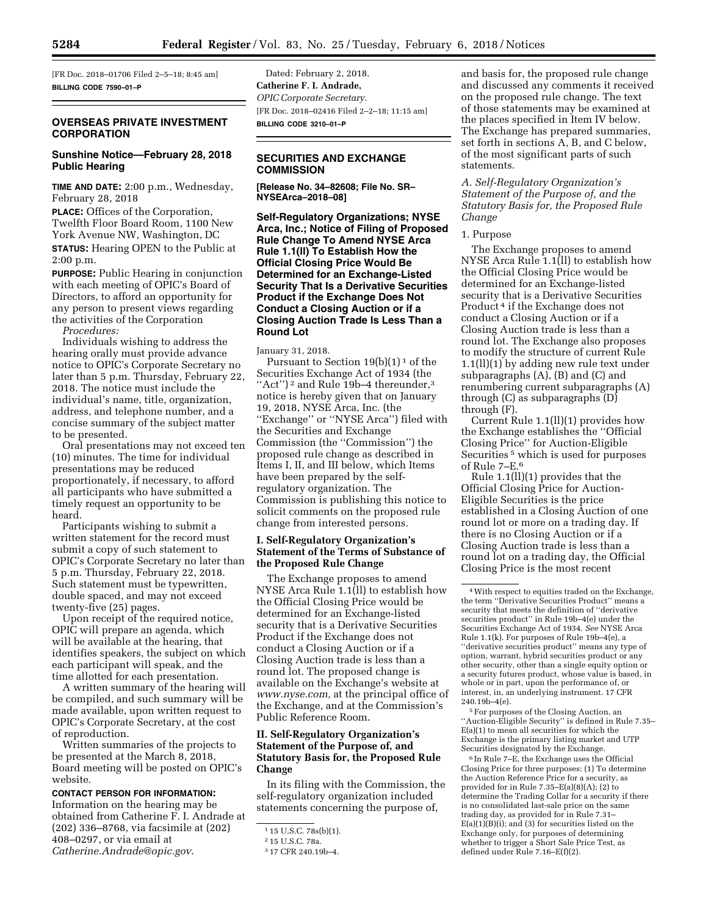[FR Doc. 2018–01706 Filed 2–5–18; 8:45 am]

**BILLING CODE 7590–01–P**

## OVERSEAS PRIVATE INVESTMENT CORPORATION

### Sunshine Notice—February 28, 2018 Public Hearing

**TIME AND DATE:** 2:00 p.m., Wednesday, February 28, 2018

**PLACE:** Offices of the Corporation, Twelfth Floor Board Room, 1100 New York Avenue NW, Washington, DC

**STATUS:** Hearing OPEN to the Public at 2:00 p.m.

**PURPOSE:** Public Hearing in conjunction with each meeting of OPIC's Board of Directors, to afford an opportunity for any person to present views regarding the activities of the Corporation

*Procedures:*

Individuals wishing to address the hearing orally must provide advance notice to OPIC's Corporate Secretary no later than 5 p.m. Thursday, February 22, 2018. The notice must include the individual's name, title, organization, address, and telephone number, and a concise summary of the subject matter to be presented.

Oral presentations may not exceed ten (10) minutes. The time for individual presentations may be reduced proportionately, if necessary, to afford all participants who have submitted a timely request an opportunity to be heard.

Participants wishing to submit a written statement for the record must submit a copy of such statement to OPIC's Corporate Secretary no later than 5 p.m. Thursday, February 22, 2018. Such statement must be typewritten, double spaced, and may not exceed twenty-five (25) pages.

Upon receipt of the required notice, OPIC will prepare an agenda, which will be available at the hearing, that identifies speakers, the subject on which each participant will speak, and the time allotted for each presentation.

A written summary of the hearing will be compiled, and such summary will be made available, upon written request to OPIC's Corporate Secretary, at the cost of reproduction.

Written summaries of the projects to be presented at the March 8, 2018, Board meeting will be posted on OPIC's website.

**CONTACT PERSON FOR INFORMATION:** Information on the hearing may be obtained from Catherine F. I. Andrade at (202) 336–8768, via facsimile at (202) 408–0297, or via email at *Catherine.Andrade@opic.gov*.

Dated: February 2, 2018.

**Catherine F. I. Andrade,**

*OPIC Corporate Secretary.*

[FR Doc. 2018–02416 Filed 2–2–18; 11:15 am]

**BILLING CODE 3210–01–P**

## SECURITIES AND EXCHANGE COMMISSION

**[Release No. 34–82608; File No. SR–NYSEArca–2018–08]**

### Self-Regulatory Organizations; NYSE Arca, Inc.; Notice of Filing of Proposed Rule Change To Amend NYSE Arca Rule 1.1(ll) To Establish How the Official Closing Price Would Be Determined for an Exchange-Listed Security That Is a Derivative Securities Product if the Exchange Does Not Conduct a Closing Auction or if a Closing Auction Trade Is Less Than a Round Lot

January 31, 2018.

Pursuant to Section 19(b)(1)[1] of the Securities Exchange Act of 1934 (the "Act")[2] and Rule 19b–4 thereunder,[3] notice is hereby given that on January 19, 2018, NYSE Arca, Inc. (the "Exchange" or "NYSE Arca") filed with the Securities and Exchange Commission (the "Commission") the proposed rule change as described in Items I, II, and III below, which Items have been prepared by the self-regulatory organization. The Commission is publishing this notice to solicit comments on the proposed rule change from interested persons.

### I. Self-Regulatory Organization's Statement of the Terms of Substance of the Proposed Rule Change

The Exchange proposes to amend NYSE Arca Rule 1.1(ll) to establish how the Official Closing Price would be determined for an Exchange-listed security that is a Derivative Securities Product if the Exchange does not conduct a Closing Auction or if a Closing Auction trade is less than a round lot. The proposed change is available on the Exchange's website at *www.nyse.com,* at the principal office of the Exchange, and at the Commission's Public Reference Room.

### II. Self-Regulatory Organization's Statement of the Purpose of, and Statutory Basis for, the Proposed Rule Change

In its filing with the Commission, the self-regulatory organization included statements concerning the purpose of, and basis for, the proposed rule change and discussed any comments it received on the proposed rule change. The text of those statements may be examined at the places specified in Item IV below. The Exchange has prepared summaries, set forth in sections A, B, and C below, of the most significant parts of such statements.

*A. Self-Regulatory Organization's Statement of the Purpose of, and the Statutory Basis for, the Proposed Rule Change*

1. Purpose

The Exchange proposes to amend NYSE Arca Rule 1.1(ll) to establish how the Official Closing Price would be determined for an Exchange-listed security that is a Derivative Securities Product[4] if the Exchange does not conduct a Closing Auction or if a Closing Auction trade is less than a round lot. The Exchange also proposes to modify the structure of current Rule 1.1(ll)(1) by adding new rule text under subparagraphs (A), (B) and (C) and renumbering current subparagraphs (A) through (C) as subparagraphs (D) through (F).

Current Rule 1.1(ll)(1) provides how the Exchange establishes the "Official Closing Price" for Auction-Eligible Securities[5] which is used for purposes of Rule 7–E.[6]

Rule 1.1(ll)(1) provides that the Official Closing Price for Auction-Eligible Securities is the price established in a Closing Auction of one round lot or more on a trading day. If there is no Closing Auction or if a Closing Auction trade is less than a round lot on a trading day, the Official Closing Price is the most recent

---

[1] 15 U.S.C. 78s(b)(1).

[2] 15 U.S.C. 78a.

[3] 17 CFR 240.19b–4.

[4] With respect to equities traded on the Exchange, the term "Derivative Securities Product" means a security that meets the definition of "derivative securities product" in Rule 19b–4(e) under the Securities Exchange Act of 1934. *See* NYSE Arca Rule 1.1(k). For purposes of Rule 19b–4(e), a "derivative securities product" means any type of option, warrant, hybrid securities product or any other security, other than a single equity option or a security futures product, whose value is based, in whole or in part, upon the performance of, or interest, in, an underlying instrument. 17 CFR 240.19b–4(e).

[5] For purposes of the Closing Auction, an "Auction-Eligible Security" is defined in Rule 7.35–E(a)(1) to mean all securities for which the Exchange is the primary listing market and UTP Securities designated by the Exchange.

[6] In Rule 7–E, the Exchange uses the Official Closing Price for three purposes: (1) To determine the Auction Reference Price for a security, as provided for in Rule 7.35–E(a)(8)(A); (2) to determine the Trading Collar for a security if there is no consolidated last-sale price on the same trading day, as provided for in Rule 7.31–E(a)(1)(B)(i); and (3) for securities listed on the Exchange only, for purposes of determining whether to trigger a Short Sale Price Test, as defined under Rule 7.16–E(f)(2).